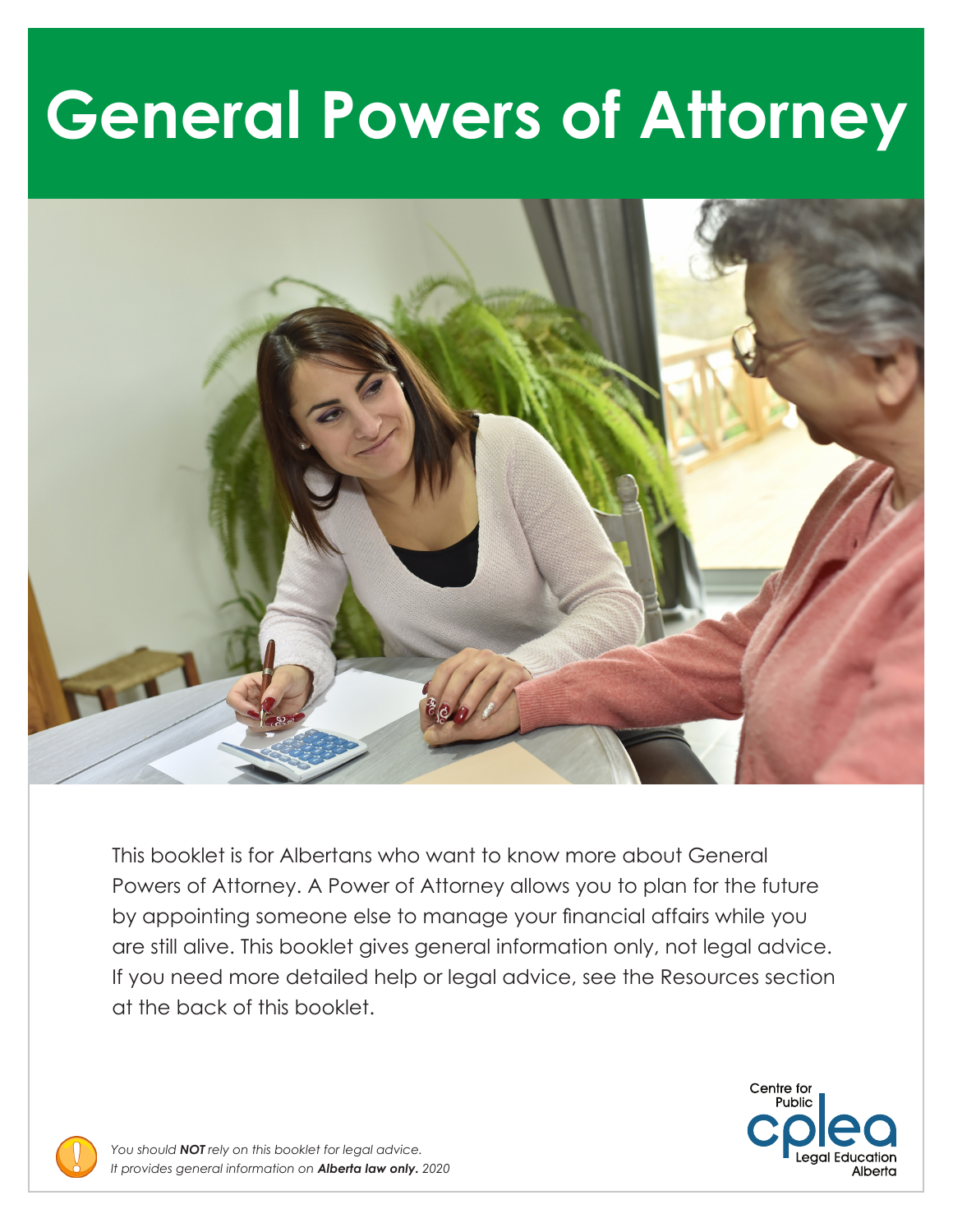# General Powers of Attorney

This booklet is for Albertans who want to know more about General Powers of Attorney. A Power of Attorney allows you to plan for the future by appointing someone else to manage your financial affairs while you are still alive. This booklet gives general information only, not legal advice. If you need more detailed help or legal advice, see the Resources section at the back of this booklet.

*You should **NOT** rely on this booklet for legal advice.*
*It provides general information on **Alberta law only.** 2020*

Centre for Public Legal Education Alberta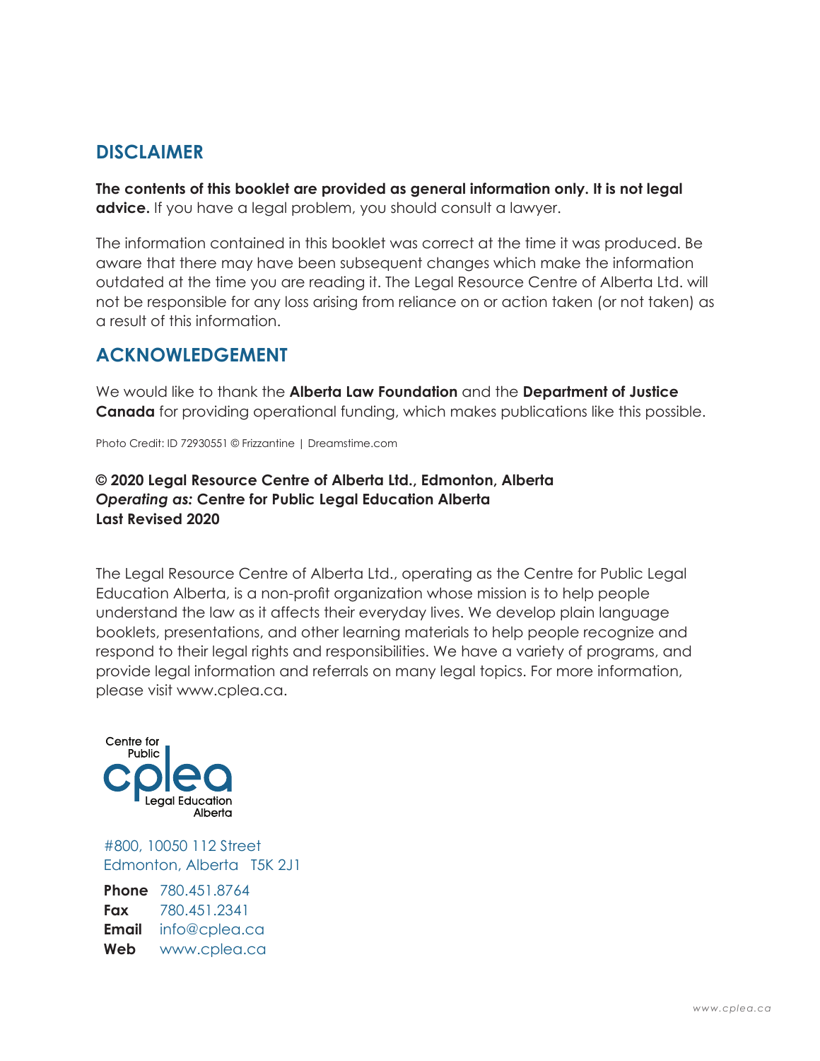## DISCLAIMER

**The contents of this booklet are provided as general information only. It is not legal advice.** If you have a legal problem, you should consult a lawyer.

The information contained in this booklet was correct at the time it was produced. Be aware that there may have been subsequent changes which make the information outdated at the time you are reading it. The Legal Resource Centre of Alberta Ltd. will not be responsible for any loss arising from reliance on or action taken (or not taken) as a result of this information.

## ACKNOWLEDGEMENT

We would like to thank the **Alberta Law Foundation** and the **Department of Justice Canada** for providing operational funding, which makes publications like this possible.

Photo Credit: ID 72930551 © Frizzantine | Dreamstime.com

**© 2020 Legal Resource Centre of Alberta Ltd., Edmonton, Alberta**
***Operating as:* Centre for Public Legal Education Alberta**
**Last Revised 2020**

The Legal Resource Centre of Alberta Ltd., operating as the Centre for Public Legal Education Alberta, is a non-profit organization whose mission is to help people understand the law as it affects their everyday lives. We develop plain language booklets, presentations, and other learning materials to help people recognize and respond to their legal rights and responsibilities. We have a variety of programs, and provide legal information and referrals on many legal topics. For more information, please visit www.cplea.ca.

Centre for Public Legal Education Alberta

#800, 10050 112 Street
Edmonton, Alberta T5K 2J1

**Phone** 780.451.8764
**Fax** 780.451.2341
**Email** info@cplea.ca
**Web** www.cplea.ca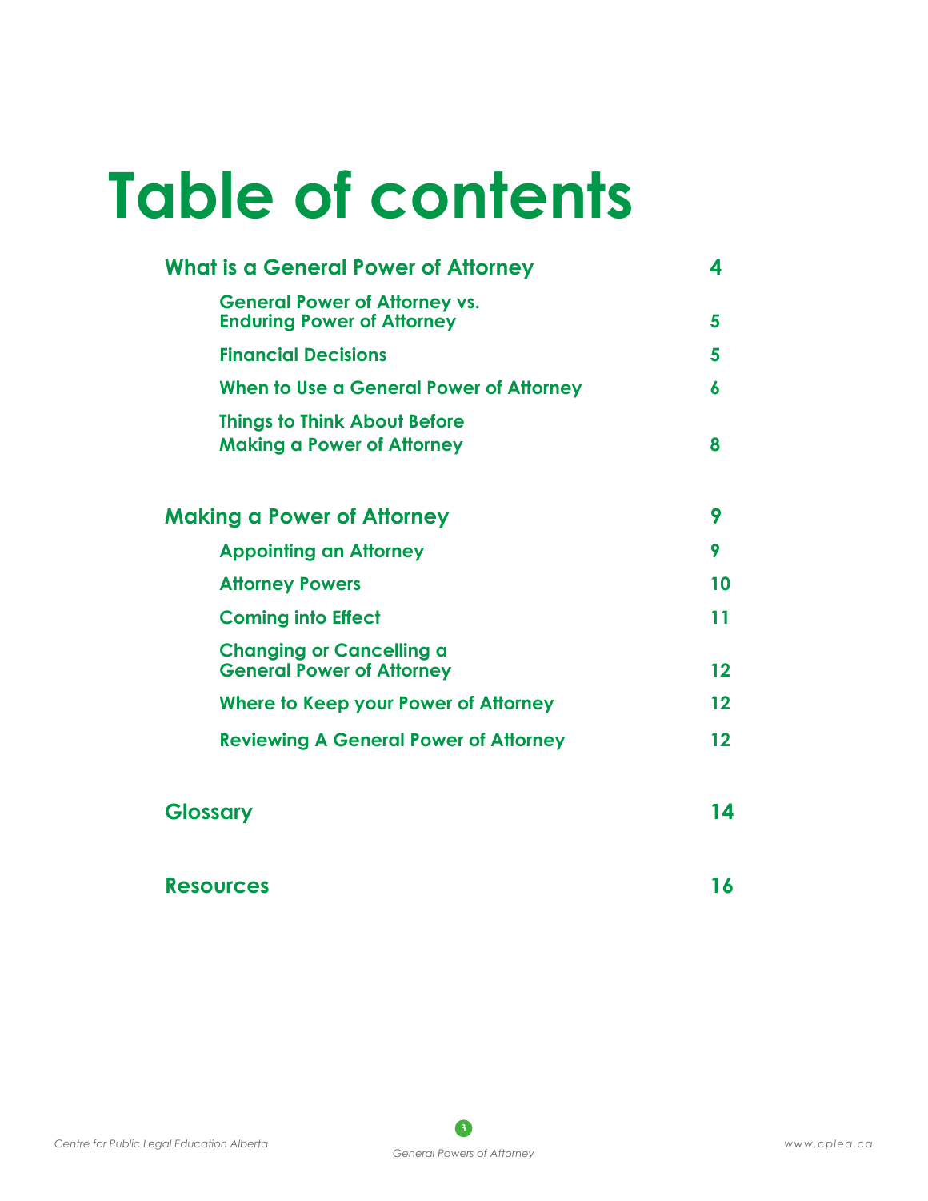# Table of contents

| | |
|---|---|
| **What is a General Power of Attorney** | **4** |
| **General Power of Attorney vs. Enduring Power of Attorney** | **5** |
| **Financial Decisions** | **5** |
| **When to Use a General Power of Attorney** | **6** |
| **Things to Think About Before Making a Power of Attorney** | **8** |
| **Making a Power of Attorney** | **9** |
| **Appointing an Attorney** | **9** |
| **Attorney Powers** | **10** |
| **Coming into Effect** | **11** |
| **Changing or Cancelling a General Power of Attorney** | **12** |
| **Where to Keep your Power of Attorney** | **12** |
| **Reviewing A General Power of Attorney** | **12** |
| **Glossary** | **14** |
| **Resources** | **16** |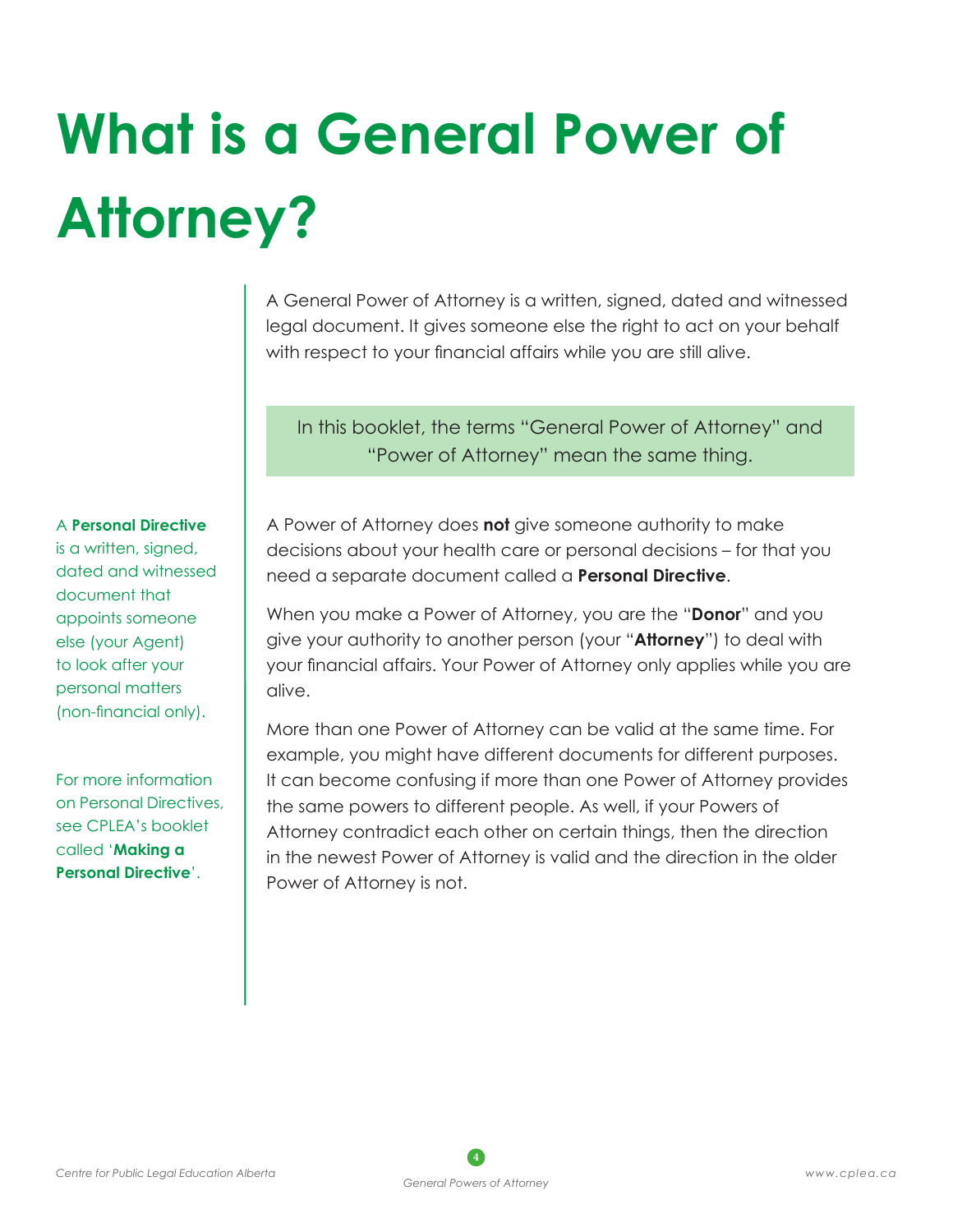# What is a General Power of Attorney?

A General Power of Attorney is a written, signed, dated and witnessed legal document. It gives someone else the right to act on your behalf with respect to your financial affairs while you are still alive.

In this booklet, the terms "General Power of Attorney" and "Power of Attorney" mean the same thing.

A Power of Attorney does **not** give someone authority to make decisions about your health care or personal decisions – for that you need a separate document called a **Personal Directive**.

A **Personal Directive** is a written, signed, dated and witnessed document that appoints someone else (your Agent) to look after your personal matters (non-financial only).

For more information on Personal Directives, see CPLEA's booklet called '**Making a Personal Directive**'.

When you make a Power of Attorney, you are the "**Donor**" and you give your authority to another person (your "**Attorney**") to deal with your financial affairs. Your Power of Attorney only applies while you are alive.

More than one Power of Attorney can be valid at the same time. For example, you might have different documents for different purposes. It can become confusing if more than one Power of Attorney provides the same powers to different people. As well, if your Powers of Attorney contradict each other on certain things, then the direction in the newest Power of Attorney is valid and the direction in the older Power of Attorney is not.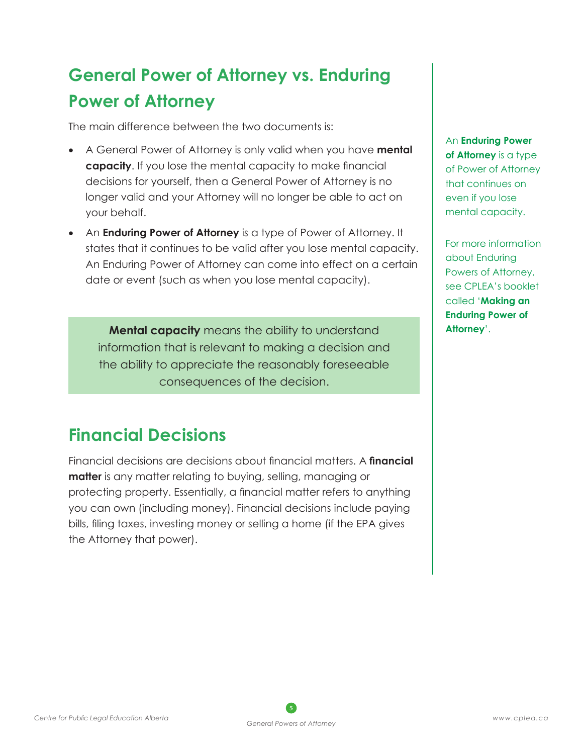## General Power of Attorney vs. Enduring Power of Attorney

The main difference between the two documents is:

- A General Power of Attorney is only valid when you have **mental capacity**. If you lose the mental capacity to make financial decisions for yourself, then a General Power of Attorney is no longer valid and your Attorney will no longer be able to act on your behalf.
- An **Enduring Power of Attorney** is a type of Power of Attorney. It states that it continues to be valid after you lose mental capacity. An Enduring Power of Attorney can come into effect on a certain date or event (such as when you lose mental capacity).

> **Mental capacity** means the ability to understand information that is relevant to making a decision and the ability to appreciate the reasonably foreseeable consequences of the decision.

An **Enduring Power of Attorney** is a type of Power of Attorney that continues on even if you lose mental capacity.

For more information about Enduring Powers of Attorney, see CPLEA's booklet called '**Making an Enduring Power of Attorney**'.

## Financial Decisions

Financial decisions are decisions about financial matters. A **financial matter** is any matter relating to buying, selling, managing or protecting property. Essentially, a financial matter refers to anything you can own (including money). Financial decisions include paying bills, filing taxes, investing money or selling a home (if the EPA gives the Attorney that power).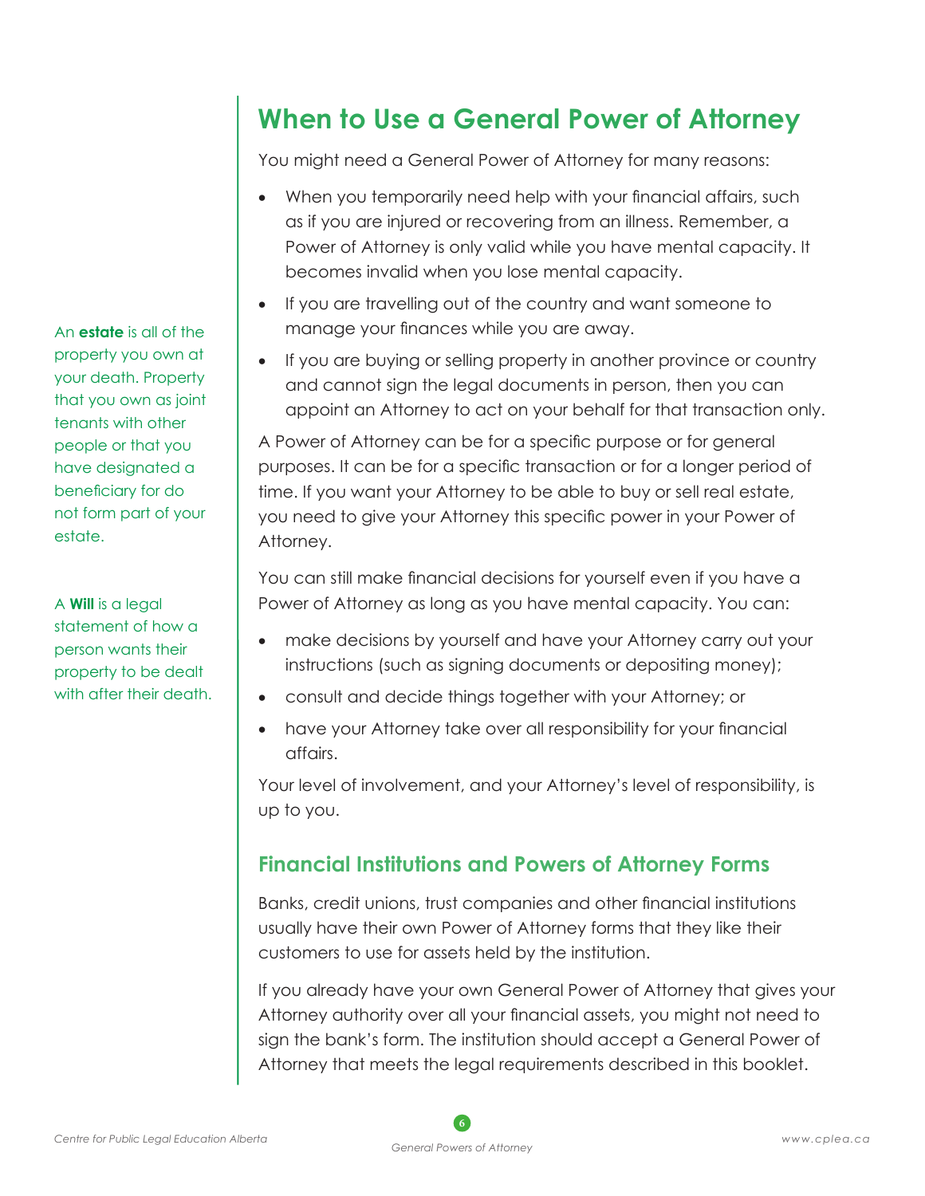# When to Use a General Power of Attorney

You might need a General Power of Attorney for many reasons:

- When you temporarily need help with your financial affairs, such as if you are injured or recovering from an illness. Remember, a Power of Attorney is only valid while you have mental capacity. It becomes invalid when you lose mental capacity.
- If you are travelling out of the country and want someone to manage your finances while you are away.
- If you are buying or selling property in another province or country and cannot sign the legal documents in person, then you can appoint an Attorney to act on your behalf for that transaction only.

A Power of Attorney can be for a specific purpose or for general purposes. It can be for a specific transaction or for a longer period of time. If you want your Attorney to be able to buy or sell real estate, you need to give your Attorney this specific power in your Power of Attorney.

You can still make financial decisions for yourself even if you have a Power of Attorney as long as you have mental capacity. You can:

- make decisions by yourself and have your Attorney carry out your instructions (such as signing documents or depositing money);
- consult and decide things together with your Attorney; or
- have your Attorney take over all responsibility for your financial affairs.

Your level of involvement, and your Attorney's level of responsibility, is up to you.

An **estate** is all of the property you own at your death. Property that you own as joint tenants with other people or that you have designated a beneficiary for do not form part of your estate.

A **Will** is a legal statement of how a person wants their property to be dealt with after their death.

## Financial Institutions and Powers of Attorney Forms

Banks, credit unions, trust companies and other financial institutions usually have their own Power of Attorney forms that they like their customers to use for assets held by the institution.

If you already have your own General Power of Attorney that gives your Attorney authority over all your financial assets, you might not need to sign the bank's form. The institution should accept a General Power of Attorney that meets the legal requirements described in this booklet.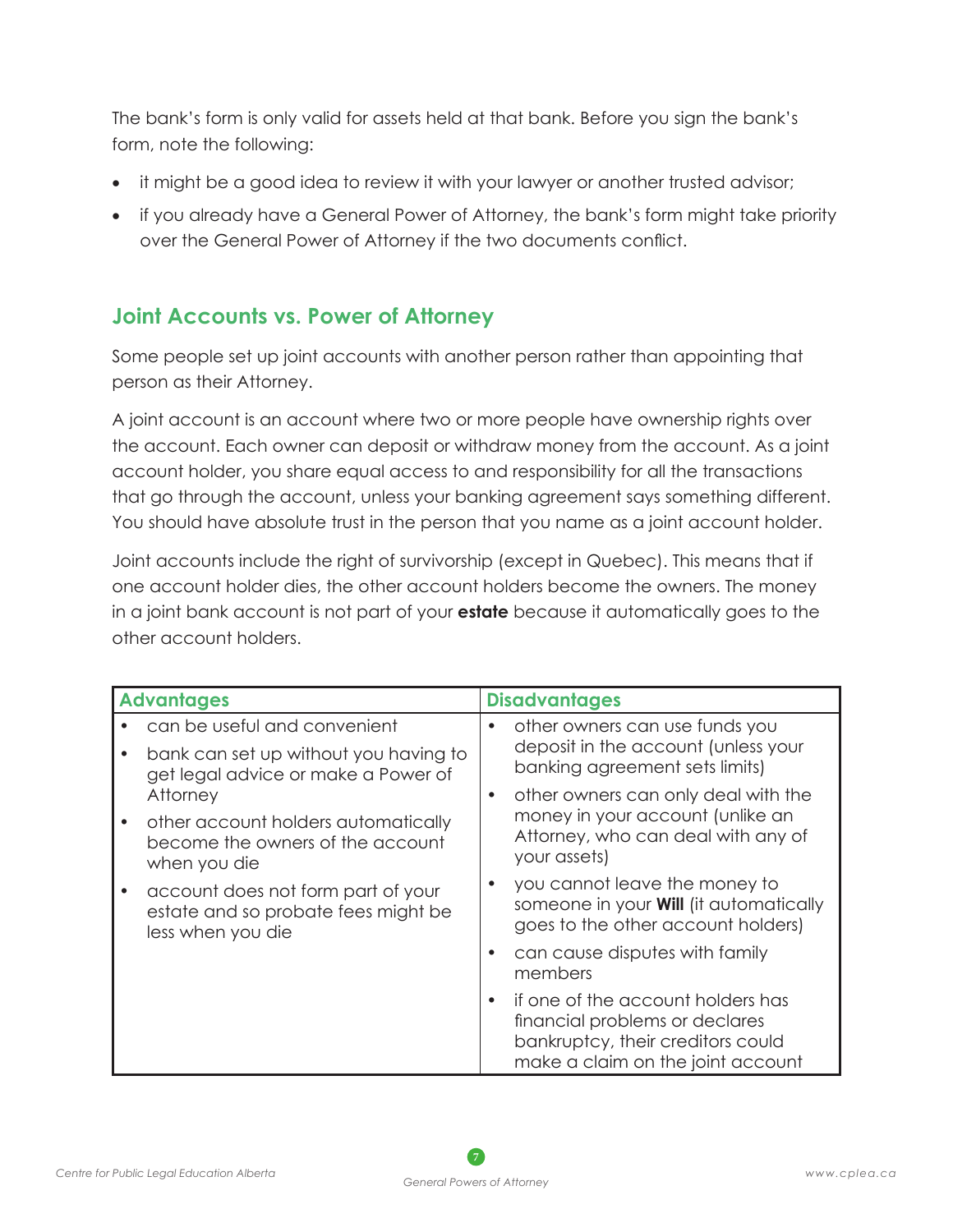The bank's form is only valid for assets held at that bank. Before you sign the bank's form, note the following:

- it might be a good idea to review it with your lawyer or another trusted advisor;
- if you already have a General Power of Attorney, the bank's form might take priority over the General Power of Attorney if the two documents conflict.

## Joint Accounts vs. Power of Attorney

Some people set up joint accounts with another person rather than appointing that person as their Attorney.

A joint account is an account where two or more people have ownership rights over the account. Each owner can deposit or withdraw money from the account. As a joint account holder, you share equal access to and responsibility for all the transactions that go through the account, unless your banking agreement says something different. You should have absolute trust in the person that you name as a joint account holder.

Joint accounts include the right of survivorship (except in Quebec). This means that if one account holder dies, the other account holders become the owners. The money in a joint bank account is not part of your **estate** because it automatically goes to the other account holders.

| Advantages | Disadvantages |
| --- | --- |
| • can be useful and convenient<br>• bank can set up without you having to get legal advice or make a Power of Attorney<br>• other account holders automatically become the owners of the account when you die<br>• account does not form part of your estate and so probate fees might be less when you die | • other owners can use funds you deposit in the account (unless your banking agreement sets limits)<br>• other owners can only deal with the money in your account (unlike an Attorney, who can deal with any of your assets)<br>• you cannot leave the money to someone in your **Will** (it automatically goes to the other account holders)<br>• can cause disputes with family members<br>• if one of the account holders has financial problems or declares bankruptcy, their creditors could make a claim on the joint account |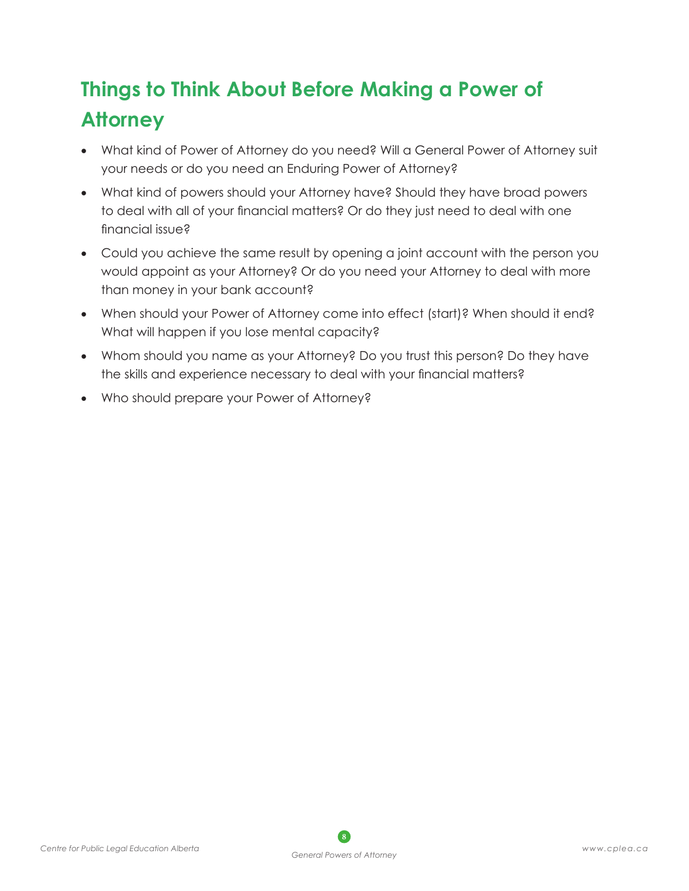## Things to Think About Before Making a Power of Attorney

- What kind of Power of Attorney do you need? Will a General Power of Attorney suit your needs or do you need an Enduring Power of Attorney?
- What kind of powers should your Attorney have? Should they have broad powers to deal with all of your financial matters? Or do they just need to deal with one financial issue?
- Could you achieve the same result by opening a joint account with the person you would appoint as your Attorney? Or do you need your Attorney to deal with more than money in your bank account?
- When should your Power of Attorney come into effect (start)? When should it end? What will happen if you lose mental capacity?
- Whom should you name as your Attorney? Do you trust this person? Do they have the skills and experience necessary to deal with your financial matters?
- Who should prepare your Power of Attorney?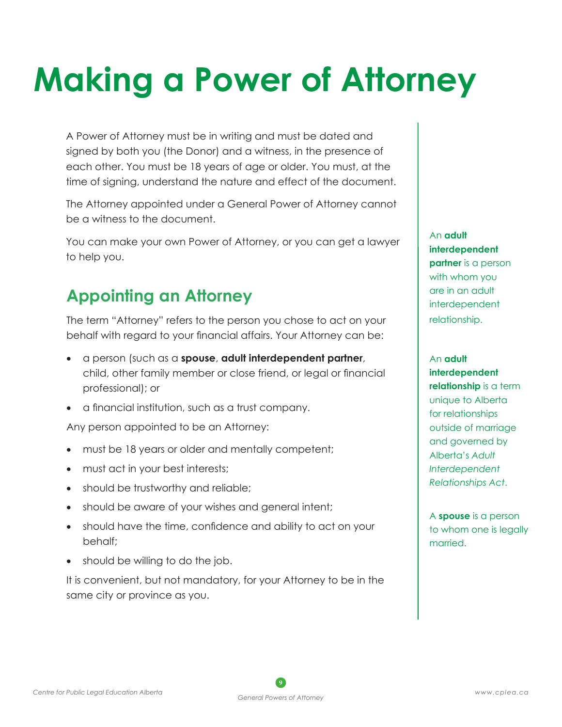# Making a Power of Attorney

A Power of Attorney must be in writing and must be dated and signed by both you (the Donor) and a witness, in the presence of each other. You must be 18 years of age or older. You must, at the time of signing, understand the nature and effect of the document.

The Attorney appointed under a General Power of Attorney cannot be a witness to the document.

You can make your own Power of Attorney, or you can get a lawyer to help you.

## Appointing an Attorney

The term "Attorney" refers to the person you chose to act on your behalf with regard to your financial affairs. Your Attorney can be:

- a person (such as a **spouse**, **adult interdependent partner**, child, other family member or close friend, or legal or financial professional); or
- a financial institution, such as a trust company.

Any person appointed to be an Attorney:

- must be 18 years or older and mentally competent;
- must act in your best interests;
- should be trustworthy and reliable;
- should be aware of your wishes and general intent;
- should have the time, confidence and ability to act on your behalf;
- should be willing to do the job.

It is convenient, but not mandatory, for your Attorney to be in the same city or province as you.

An **adult interdependent partner** is a person with whom you are in an adult interdependent relationship.

An **adult interdependent relationship** is a term unique to Alberta for relationships outside of marriage and governed by Alberta's *Adult Interdependent Relationships Act*.

A **spouse** is a person to whom one is legally married.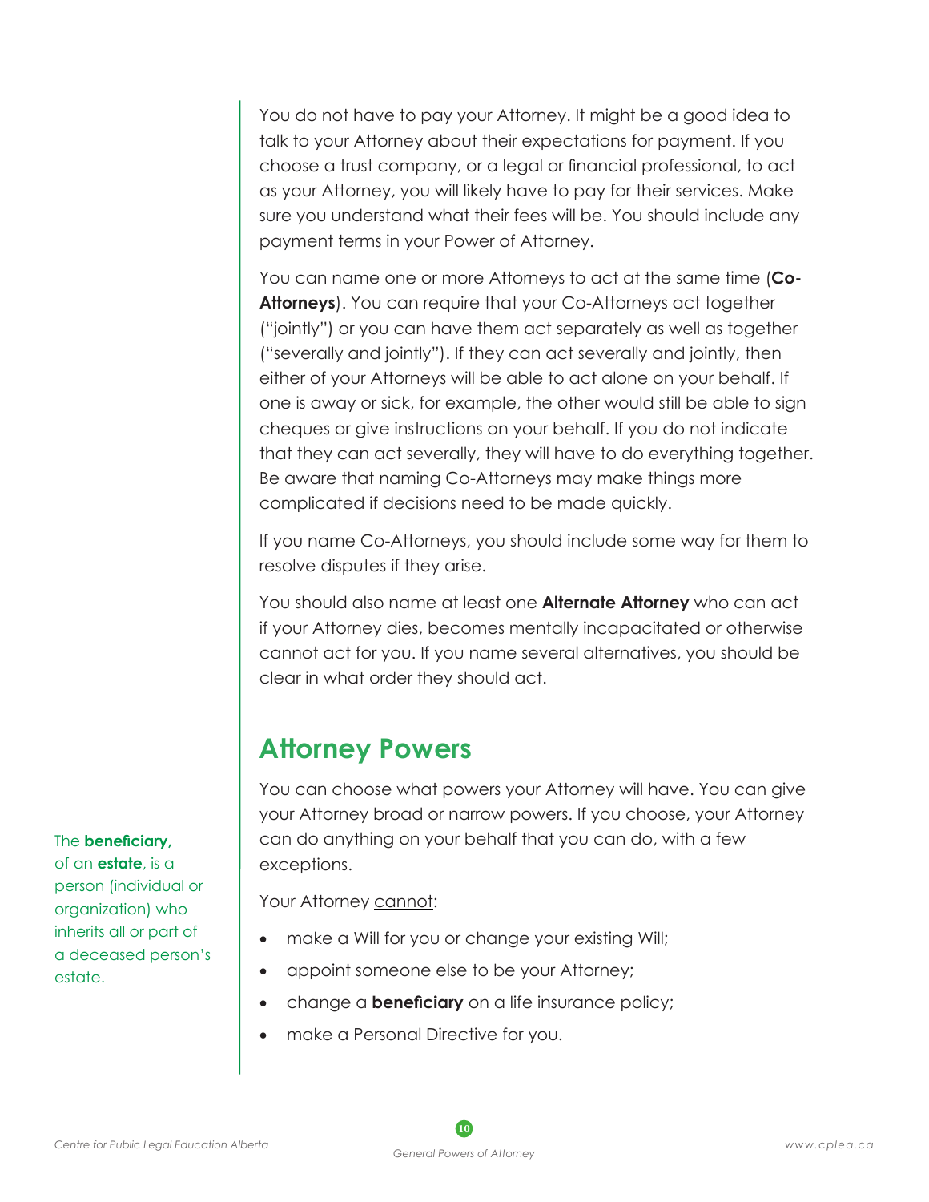You do not have to pay your Attorney. It might be a good idea to talk to your Attorney about their expectations for payment. If you choose a trust company, or a legal or financial professional, to act as your Attorney, you will likely have to pay for their services. Make sure you understand what their fees will be. You should include any payment terms in your Power of Attorney.

You can name one or more Attorneys to act at the same time (**Co-Attorneys**). You can require that your Co-Attorneys act together ("jointly") or you can have them act separately as well as together ("severally and jointly"). If they can act severally and jointly, then either of your Attorneys will be able to act alone on your behalf. If one is away or sick, for example, the other would still be able to sign cheques or give instructions on your behalf. If you do not indicate that they can act severally, they will have to do everything together. Be aware that naming Co-Attorneys may make things more complicated if decisions need to be made quickly.

If you name Co-Attorneys, you should include some way for them to resolve disputes if they arise.

You should also name at least one **Alternate Attorney** who can act if your Attorney dies, becomes mentally incapacitated or otherwise cannot act for you. If you name several alternatives, you should be clear in what order they should act.

## Attorney Powers

You can choose what powers your Attorney will have. You can give your Attorney broad or narrow powers. If you choose, your Attorney can do anything on your behalf that you can do, with a few exceptions.

Your Attorney cannot:

- make a Will for you or change your existing Will;
- appoint someone else to be your Attorney;
- change a **beneficiary** on a life insurance policy;
- make a Personal Directive for you.

The **beneficiary,** of an **estate**, is a person (individual or organization) who inherits all or part of a deceased person's estate.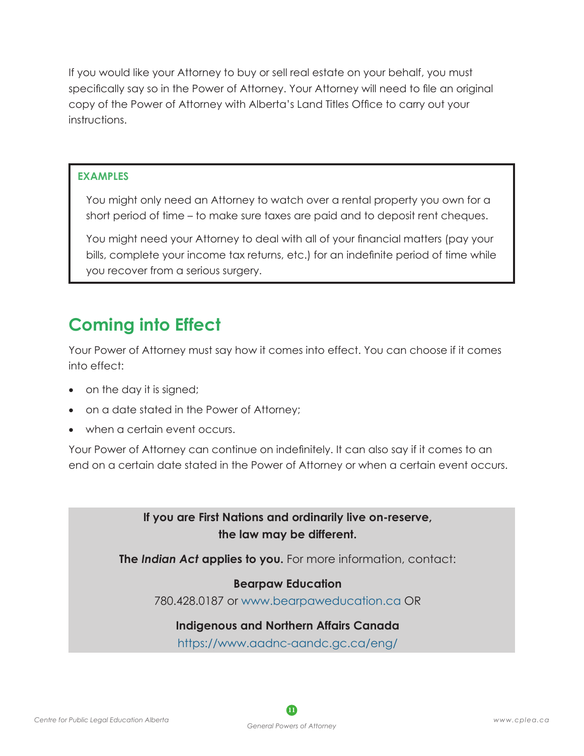If you would like your Attorney to buy or sell real estate on your behalf, you must specifically say so in the Power of Attorney. Your Attorney will need to file an original copy of the Power of Attorney with Alberta's Land Titles Office to carry out your instructions.

> **EXAMPLES**
>
> You might only need an Attorney to watch over a rental property you own for a short period of time – to make sure taxes are paid and to deposit rent cheques.
>
> You might need your Attorney to deal with all of your financial matters (pay your bills, complete your income tax returns, etc.) for an indefinite period of time while you recover from a serious surgery.

## Coming into Effect

Your Power of Attorney must say how it comes into effect. You can choose if it comes into effect:

- on the day it is signed;
- on a date stated in the Power of Attorney;
- when a certain event occurs.

Your Power of Attorney can continue on indefinitely. It can also say if it comes to an end on a certain date stated in the Power of Attorney or when a certain event occurs.

> **If you are First Nations and ordinarily live on-reserve, the law may be different.**
>
> **The *Indian Act* applies to you.** For more information, contact:
>
> **Bearpaw Education**
> 780.428.0187 or www.bearpaweducation.ca OR
>
> **Indigenous and Northern Affairs Canada**
> https://www.aadnc-aandc.gc.ca/eng/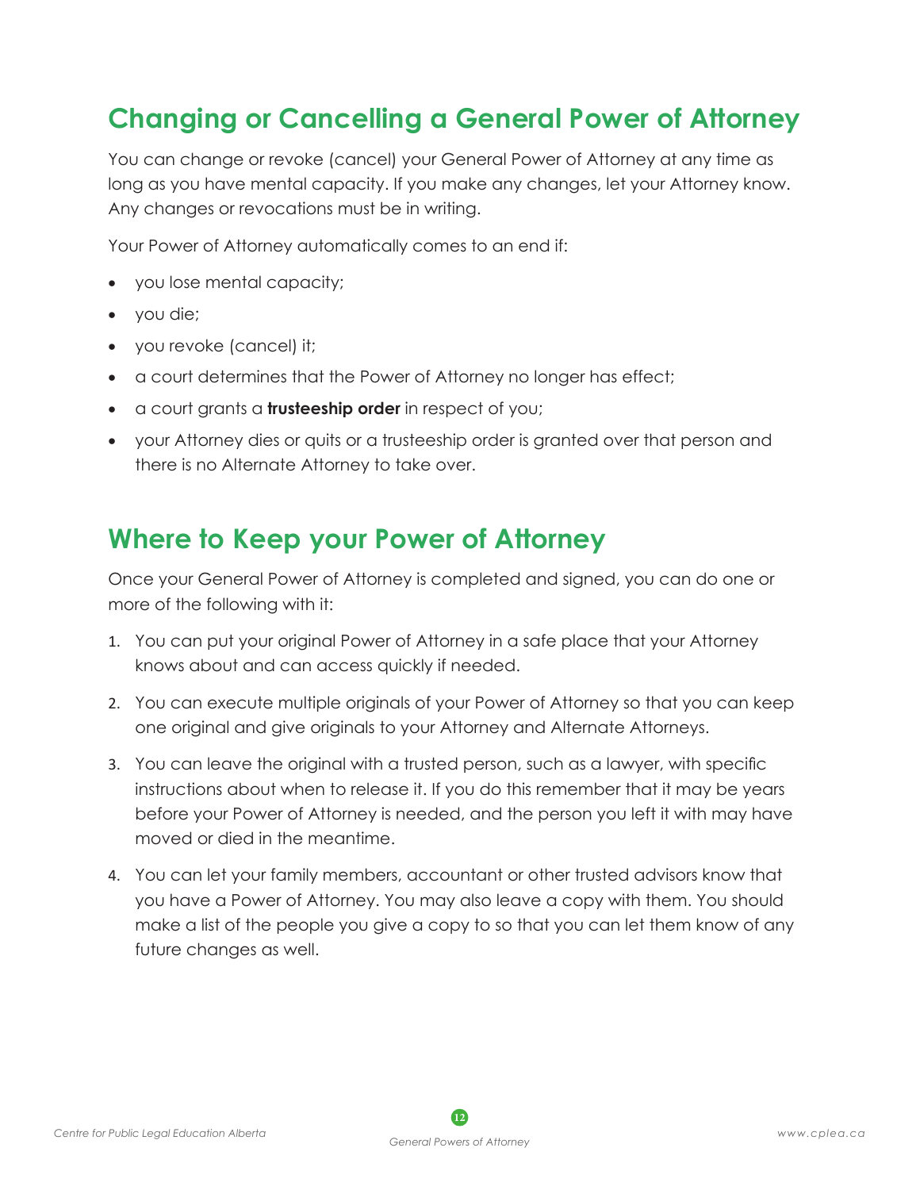## Changing or Cancelling a General Power of Attorney

You can change or revoke (cancel) your General Power of Attorney at any time as long as you have mental capacity. If you make any changes, let your Attorney know. Any changes or revocations must be in writing.

Your Power of Attorney automatically comes to an end if:

- you lose mental capacity;
- you die;
- you revoke (cancel) it;
- a court determines that the Power of Attorney no longer has effect;
- a court grants a **trusteeship order** in respect of you;
- your Attorney dies or quits or a trusteeship order is granted over that person and there is no Alternate Attorney to take over.

## Where to Keep your Power of Attorney

Once your General Power of Attorney is completed and signed, you can do one or more of the following with it:

1. You can put your original Power of Attorney in a safe place that your Attorney knows about and can access quickly if needed.
2. You can execute multiple originals of your Power of Attorney so that you can keep one original and give originals to your Attorney and Alternate Attorneys.
3. You can leave the original with a trusted person, such as a lawyer, with specific instructions about when to release it. If you do this remember that it may be years before your Power of Attorney is needed, and the person you left it with may have moved or died in the meantime.
4. You can let your family members, accountant or other trusted advisors know that you have a Power of Attorney. You may also leave a copy with them. You should make a list of the people you give a copy to so that you can let them know of any future changes as well.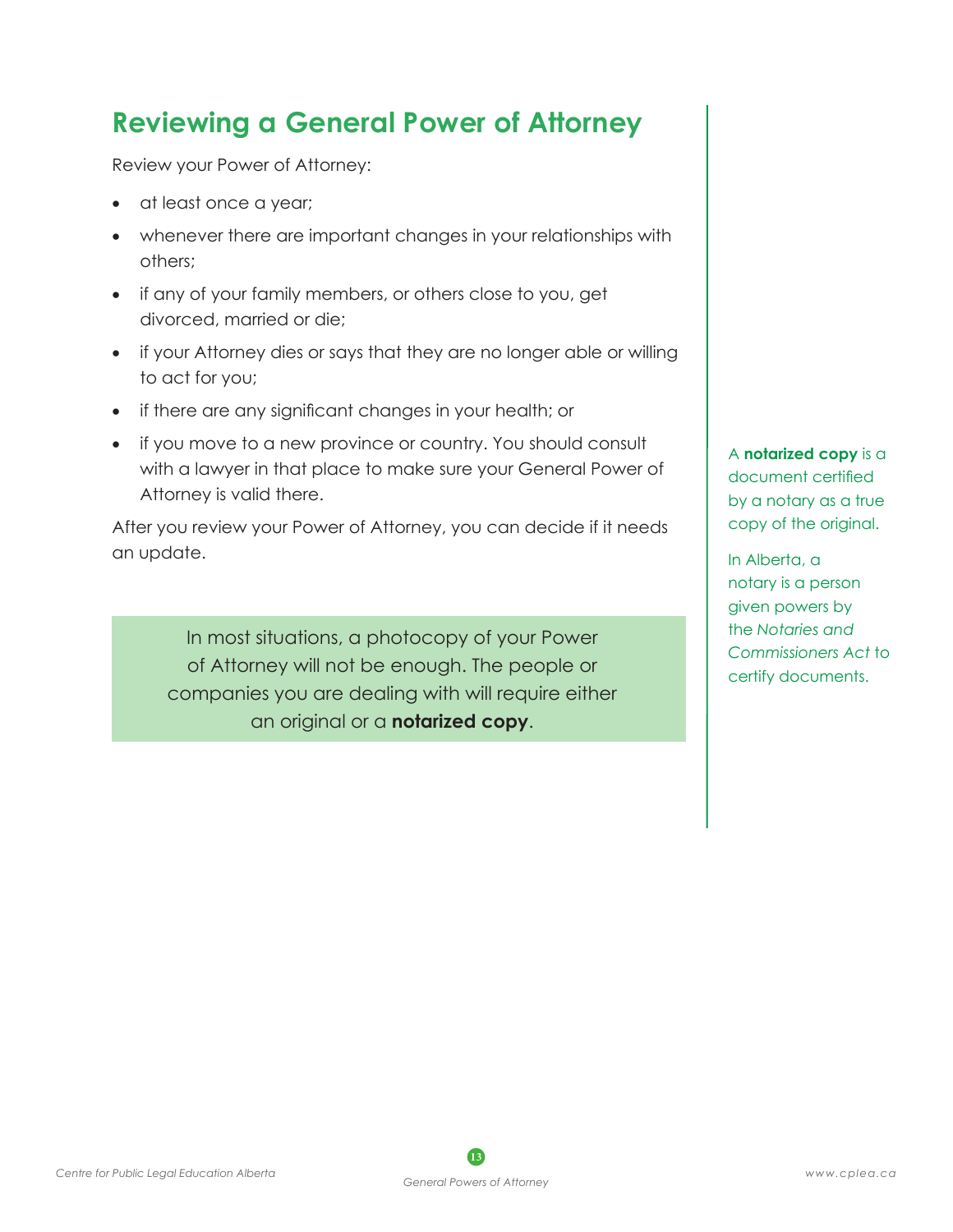## Reviewing a General Power of Attorney

Review your Power of Attorney:

- at least once a year;
- whenever there are important changes in your relationships with others;
- if any of your family members, or others close to you, get divorced, married or die;
- if your Attorney dies or says that they are no longer able or willing to act for you;
- if there are any significant changes in your health; or
- if you move to a new province or country. You should consult with a lawyer in that place to make sure your General Power of Attorney is valid there.

After you review your Power of Attorney, you can decide if it needs an update.

> In most situations, a photocopy of your Power of Attorney will not be enough. The people or companies you are dealing with will require either an original or a **notarized copy**.

A **notarized copy** is a document certified by a notary as a true copy of the original.

In Alberta, a notary is a person given powers by the *Notaries and Commissioners Act* to certify documents.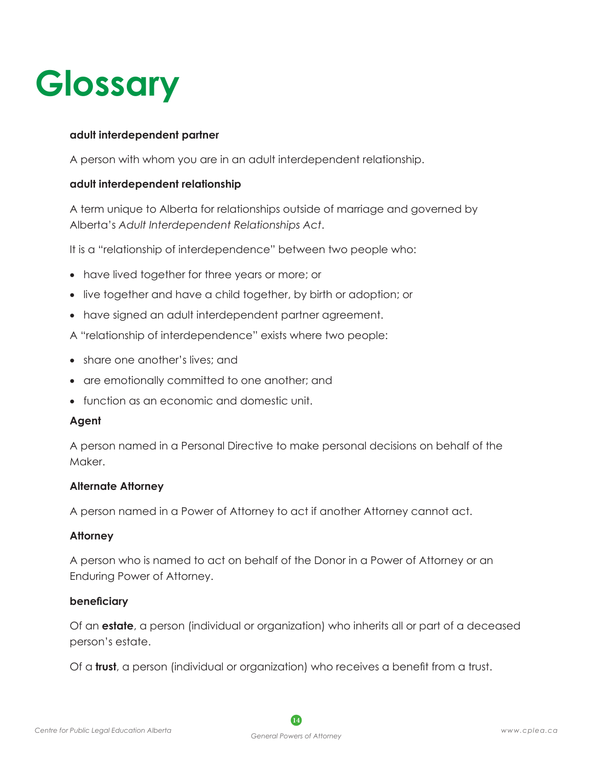# Glossary

**adult interdependent partner**

A person with whom you are in an adult interdependent relationship.

**adult interdependent relationship**

A term unique to Alberta for relationships outside of marriage and governed by Alberta's *Adult Interdependent Relationships Act*.

It is a "relationship of interdependence" between two people who:

- have lived together for three years or more; or
- live together and have a child together, by birth or adoption; or
- have signed an adult interdependent partner agreement.

A "relationship of interdependence" exists where two people:

- share one another's lives; and
- are emotionally committed to one another; and
- function as an economic and domestic unit.

**Agent**

A person named in a Personal Directive to make personal decisions on behalf of the Maker.

**Alternate Attorney**

A person named in a Power of Attorney to act if another Attorney cannot act.

**Attorney**

A person who is named to act on behalf of the Donor in a Power of Attorney or an Enduring Power of Attorney.

**beneficiary**

Of an **estate**, a person (individual or organization) who inherits all or part of a deceased person's estate.

Of a **trust**, a person (individual or organization) who receives a benefit from a trust.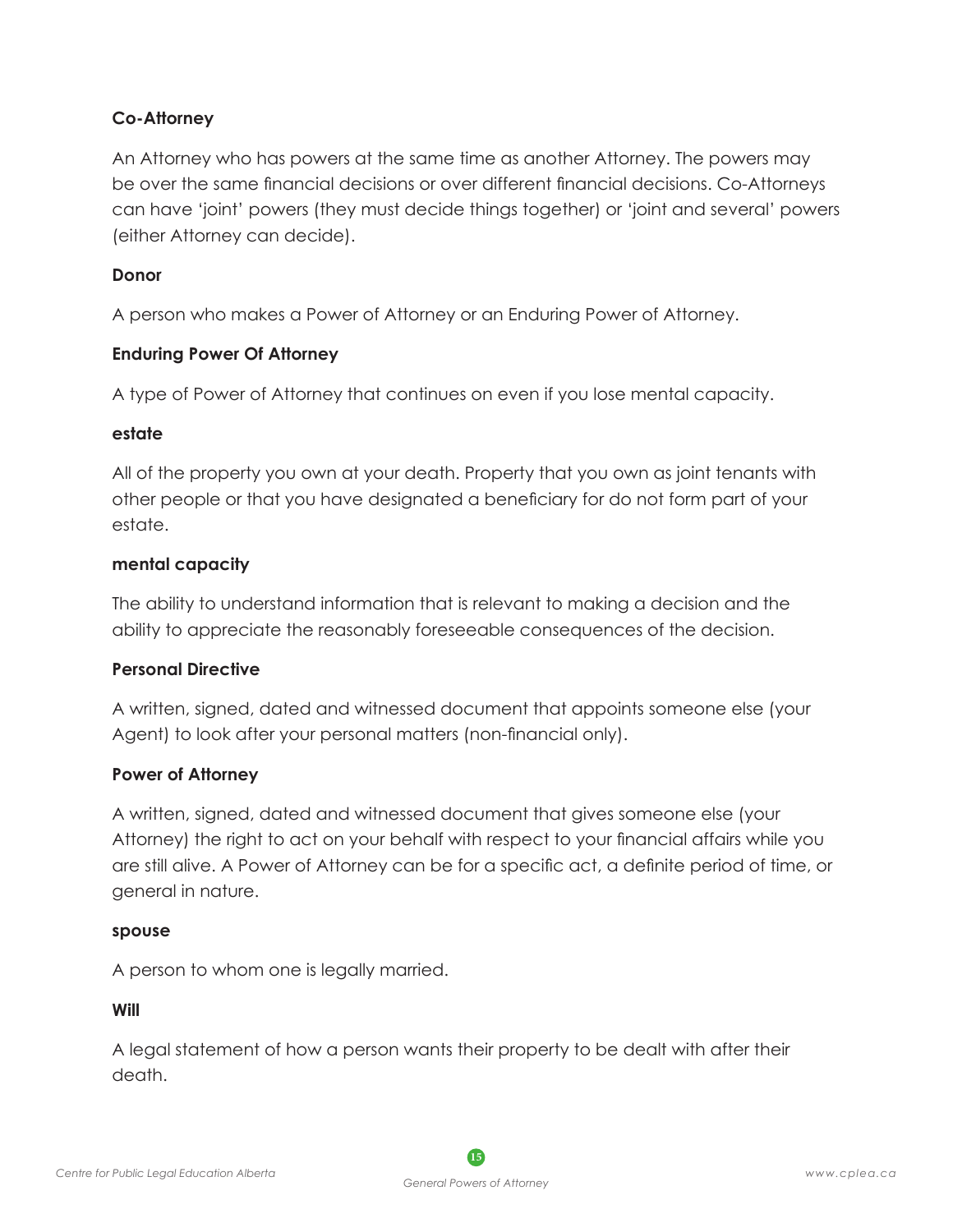**Co-Attorney**

An Attorney who has powers at the same time as another Attorney. The powers may be over the same financial decisions or over different financial decisions. Co-Attorneys can have 'joint' powers (they must decide things together) or 'joint and several' powers (either Attorney can decide).

**Donor**

A person who makes a Power of Attorney or an Enduring Power of Attorney.

**Enduring Power Of Attorney**

A type of Power of Attorney that continues on even if you lose mental capacity.

**estate**

All of the property you own at your death. Property that you own as joint tenants with other people or that you have designated a beneficiary for do not form part of your estate.

**mental capacity**

The ability to understand information that is relevant to making a decision and the ability to appreciate the reasonably foreseeable consequences of the decision.

**Personal Directive**

A written, signed, dated and witnessed document that appoints someone else (your Agent) to look after your personal matters (non-financial only).

**Power of Attorney**

A written, signed, dated and witnessed document that gives someone else (your Attorney) the right to act on your behalf with respect to your financial affairs while you are still alive. A Power of Attorney can be for a specific act, a definite period of time, or general in nature.

**spouse**

A person to whom one is legally married.

**Will**

A legal statement of how a person wants their property to be dealt with after their death.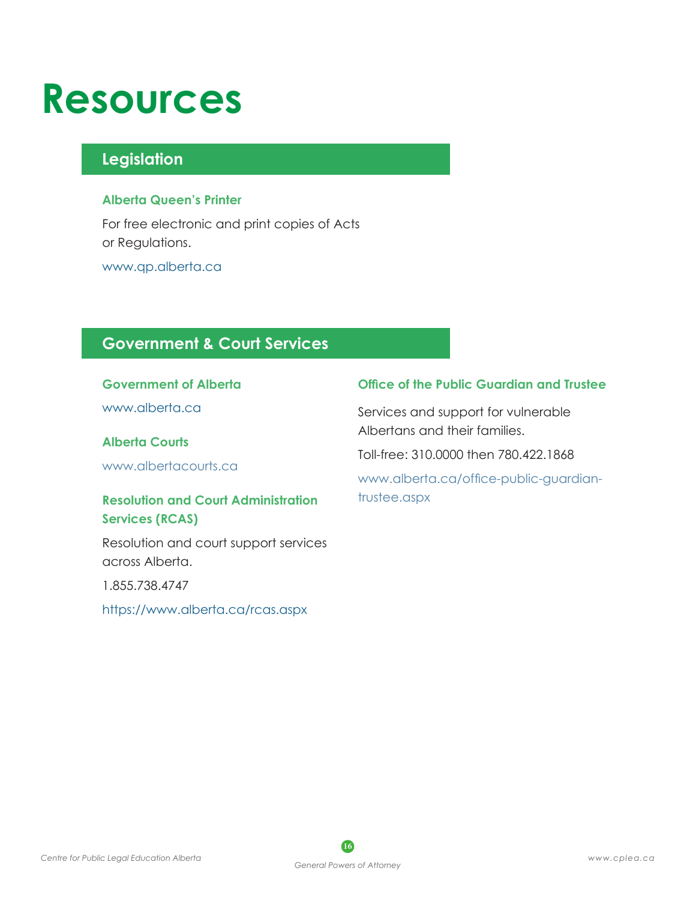# Resources

## Legislation

### Alberta Queen's Printer

For free electronic and print copies of Acts or Regulations.

www.qp.alberta.ca

## Government & Court Services

### Government of Alberta

www.alberta.ca

### Alberta Courts

www.albertacourts.ca

### Resolution and Court Administration Services (RCAS)

Resolution and court support services across Alberta.

1.855.738.4747

https://www.alberta.ca/rcas.aspx

### Office of the Public Guardian and Trustee

Services and support for vulnerable Albertans and their families.

Toll-free: 310.0000 then 780.422.1868

www.alberta.ca/office-public-guardian-trustee.aspx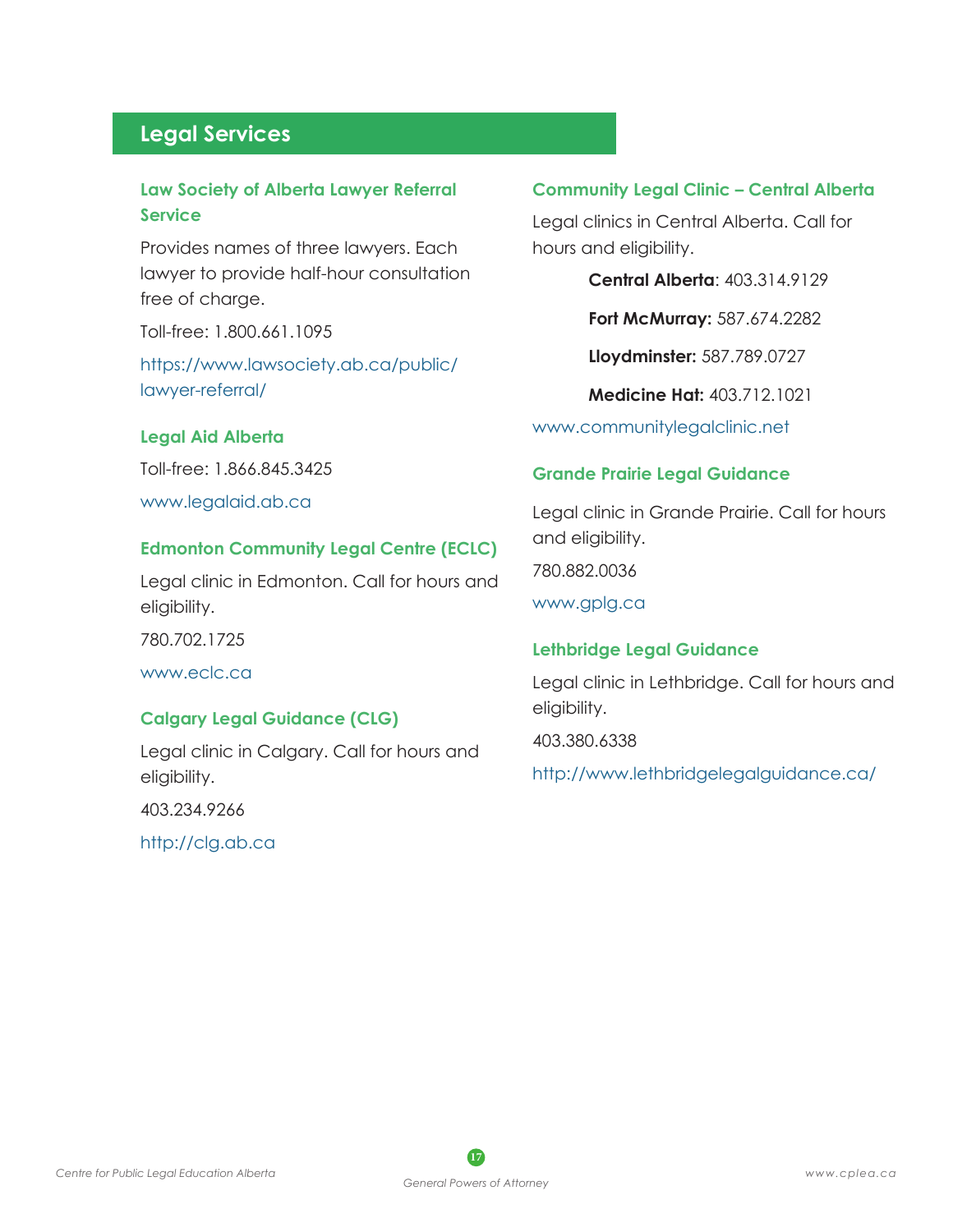## Legal Services

### Law Society of Alberta Lawyer Referral Service

Provides names of three lawyers. Each lawyer to provide half-hour consultation free of charge.

Toll-free: 1.800.661.1095

https://www.lawsociety.ab.ca/public/lawyer-referral/

### Legal Aid Alberta

Toll-free: 1.866.845.3425

www.legalaid.ab.ca

### Edmonton Community Legal Centre (ECLC)

Legal clinic in Edmonton. Call for hours and eligibility.

780.702.1725

www.eclc.ca

### Calgary Legal Guidance (CLG)

Legal clinic in Calgary. Call for hours and eligibility.

403.234.9266

http://clg.ab.ca

### Community Legal Clinic – Central Alberta

Legal clinics in Central Alberta. Call for hours and eligibility.

**Central Alberta**: 403.314.9129

**Fort McMurray:** 587.674.2282

**Lloydminster:** 587.789.0727

**Medicine Hat:** 403.712.1021

www.communitylegalclinic.net

### Grande Prairie Legal Guidance

Legal clinic in Grande Prairie. Call for hours and eligibility.

780.882.0036

www.gplg.ca

### Lethbridge Legal Guidance

Legal clinic in Lethbridge. Call for hours and eligibility.

403.380.6338

http://www.lethbridgelegalguidance.ca/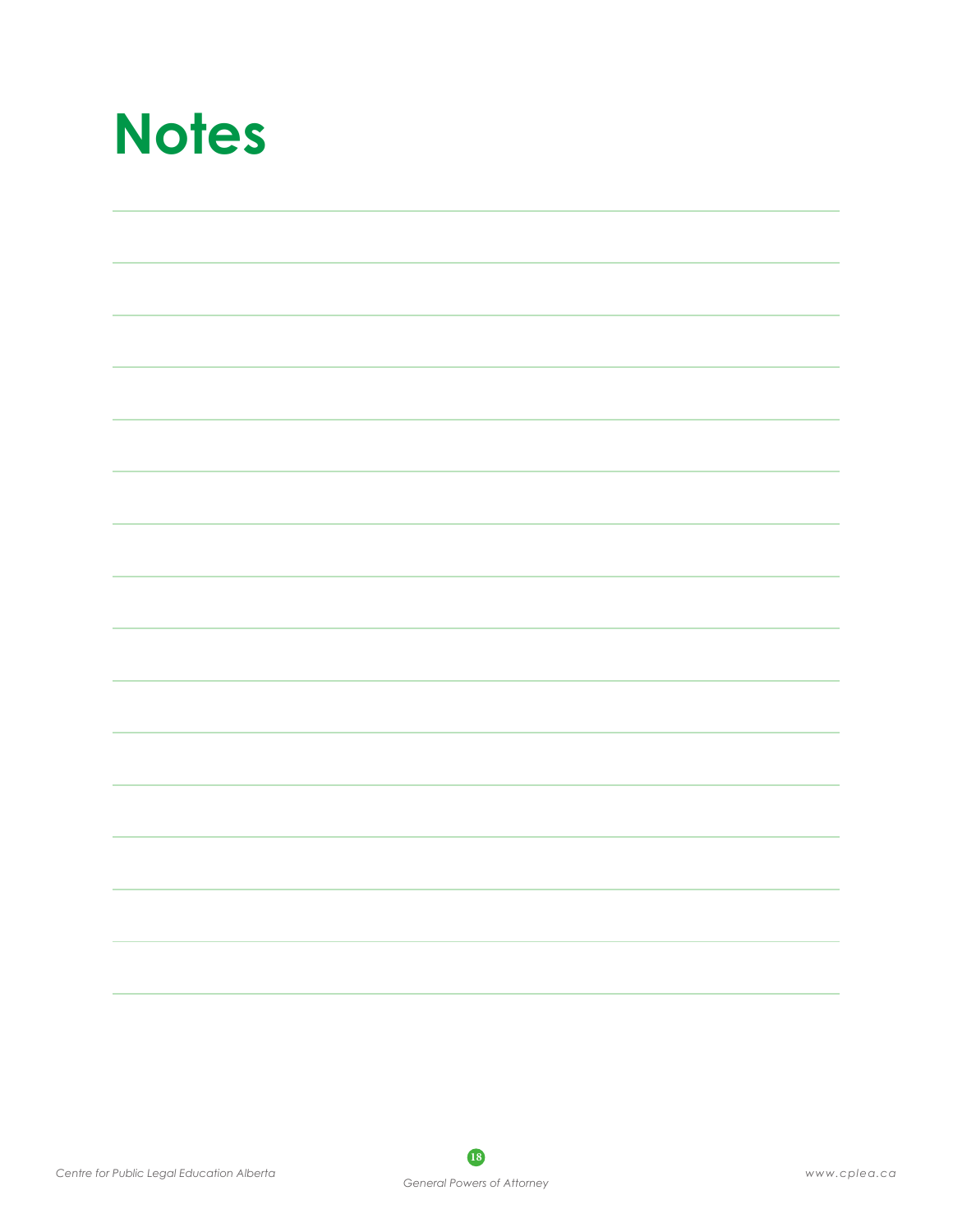# Notes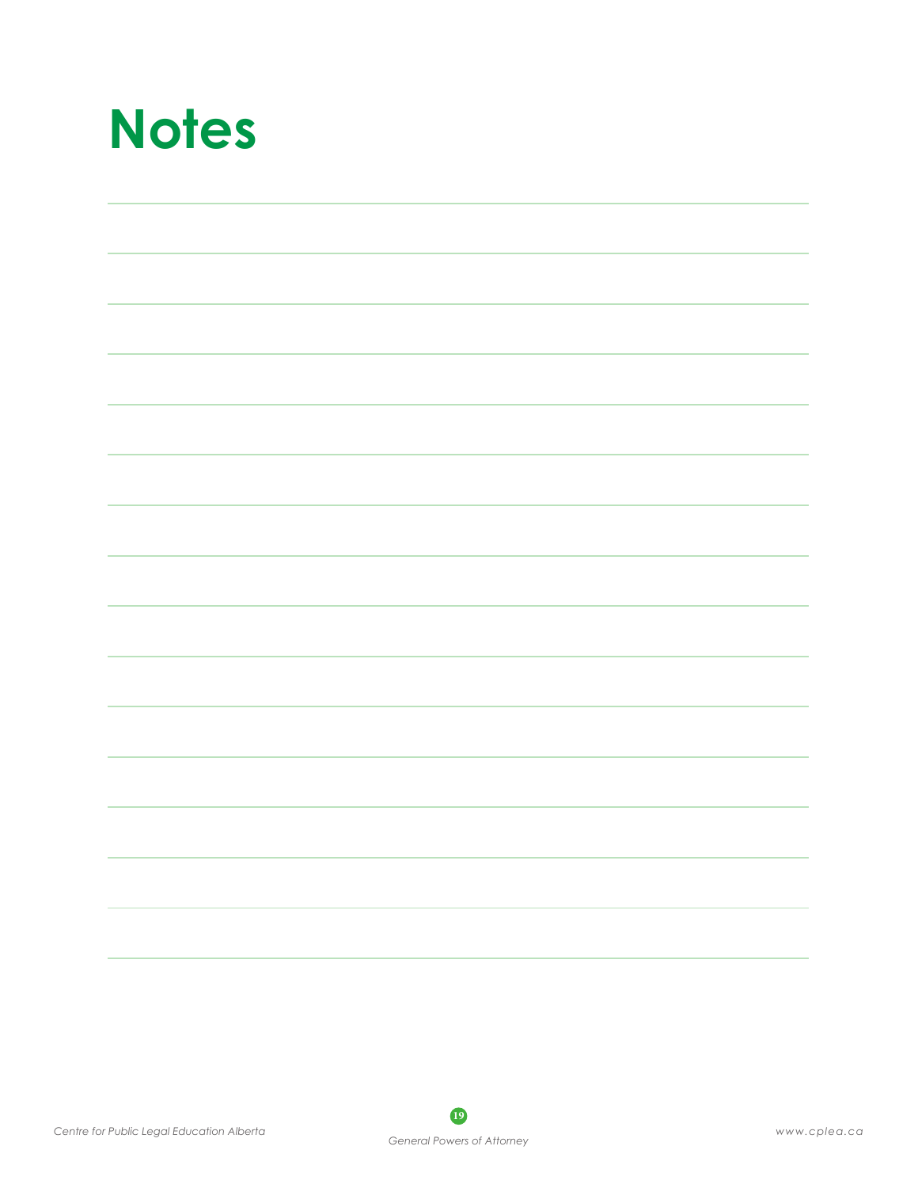# Notes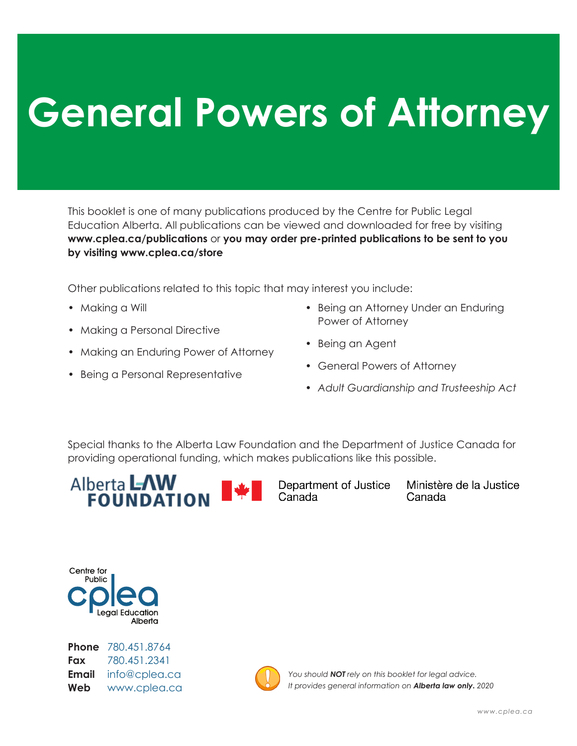# General Powers of Attorney

This booklet is one of many publications produced by the Centre for Public Legal Education Alberta. All publications can be viewed and downloaded for free by visiting **www.cplea.ca/publications** or **you may order pre-printed publications to be sent to you by visiting www.cplea.ca/store**

Other publications related to this topic that may interest you include:

- Making a Will
- Making a Personal Directive
- Making an Enduring Power of Attorney
- Being a Personal Representative
- Being an Attorney Under an Enduring Power of Attorney
- Being an Agent
- General Powers of Attorney
- *Adult Guardianship and Trusteeship Act*

Special thanks to the Alberta Law Foundation and the Department of Justice Canada for providing operational funding, which makes publications like this possible.

Alberta LAW FOUNDATION

Department of Justice Canada | Ministère de la Justice Canada

Centre for Public Legal Education Alberta

**Phone** 780.451.8764
**Fax** 780.451.2341
**Email** info@cplea.ca
**Web** www.cplea.ca

*You should **NOT** rely on this booklet for legal advice.*
*It provides general information on **Alberta law only.** 2020*